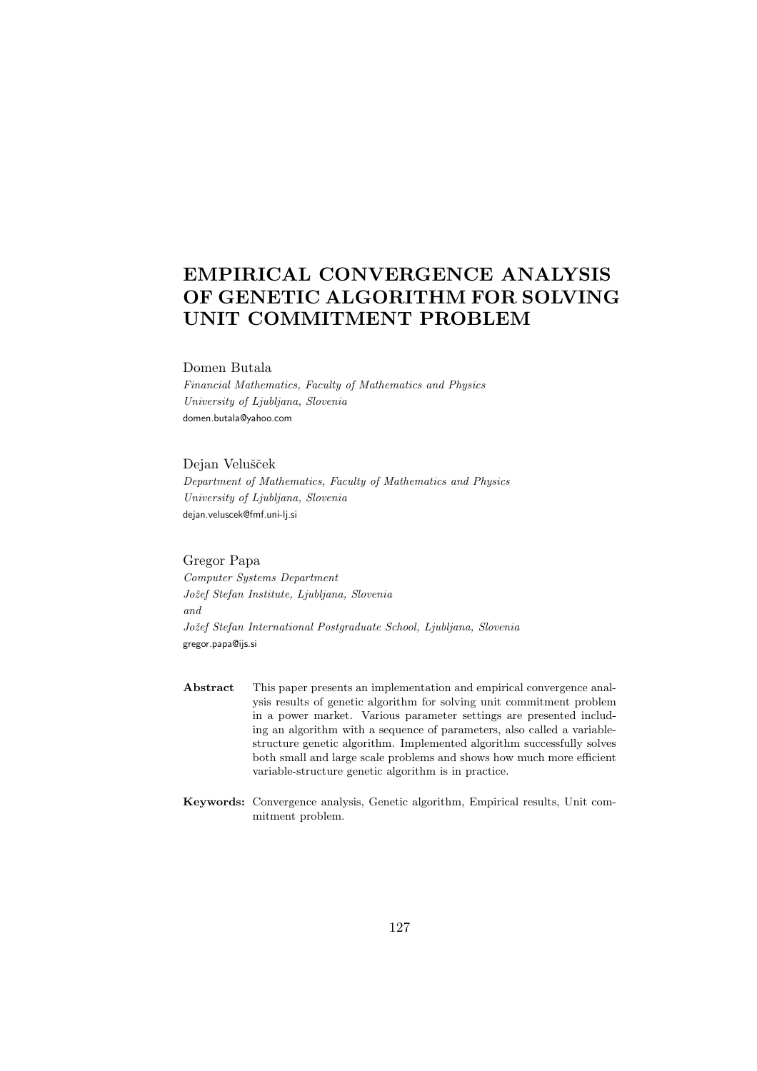# EMPIRICAL CONVERGENCE ANALYSIS OF GENETIC ALGORITHM FOR SOLVING UNIT COMMITMENT PROBLEM

Domen Butala

*Financial Mathematics, Faculty of Mathematics and Physics*
*University of Ljubljana, Slovenia*
domen.butala@yahoo.com

Dejan Velušček

*Department of Mathematics, Faculty of Mathematics and Physics*
*University of Ljubljana, Slovenia*
dejan.veluscek@fmf.uni-lj.si

Gregor Papa

*Computer Systems Department*
*Jožef Stefan Institute, Ljubljana, Slovenia*
*and*
*Jožef Stefan International Postgraduate School, Ljubljana, Slovenia*
gregor.papa@ijs.si

**Abstract** This paper presents an implementation and empirical convergence analysis results of genetic algorithm for solving unit commitment problem in a power market. Various parameter settings are presented including an algorithm with a sequence of parameters, also called a variable-structure genetic algorithm. Implemented algorithm successfully solves both small and large scale problems and shows how much more efficient variable-structure genetic algorithm is in practice.

**Keywords:** Convergence analysis, Genetic algorithm, Empirical results, Unit commitment problem.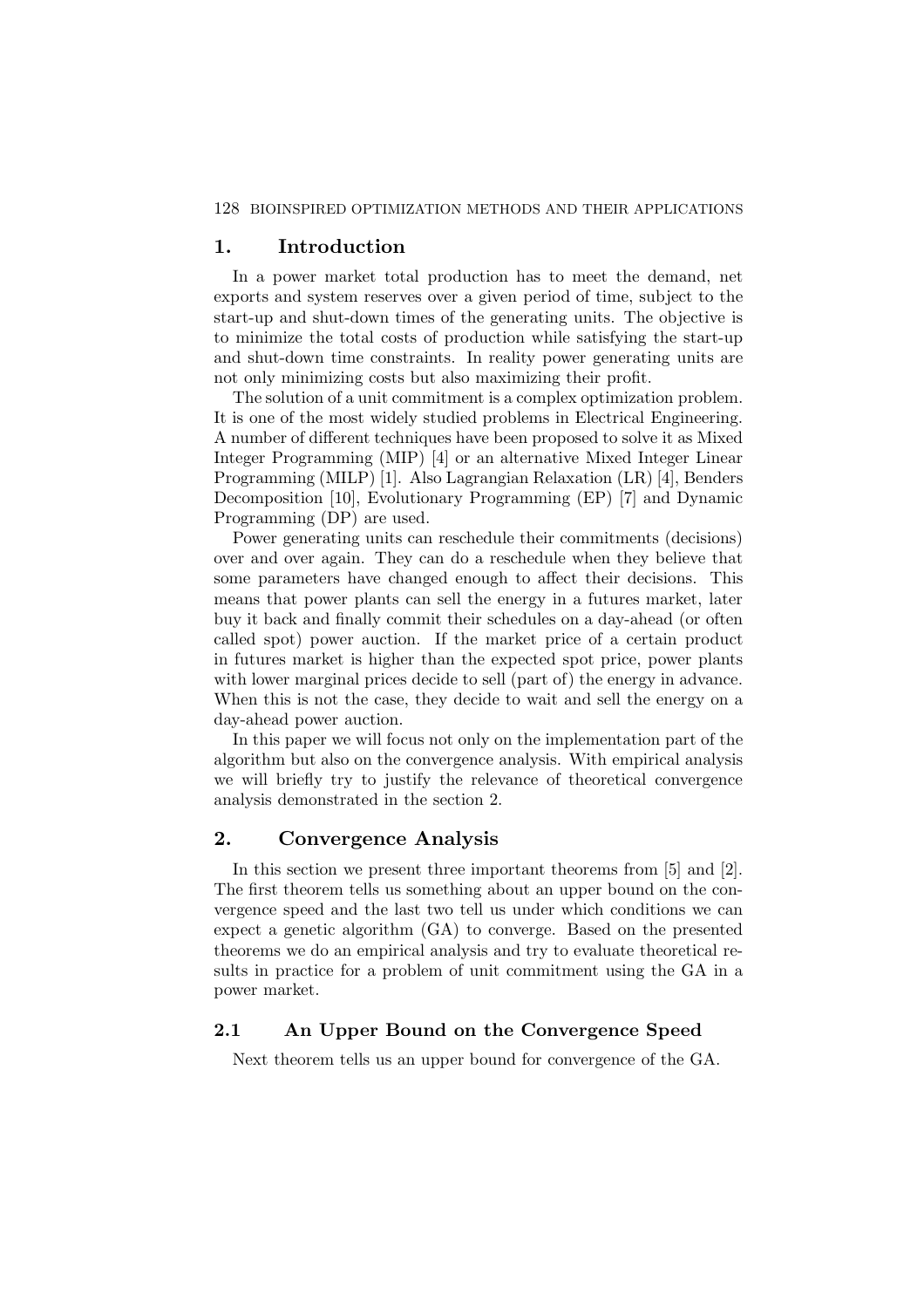## 1. Introduction

In a power market total production has to meet the demand, net exports and system reserves over a given period of time, subject to the start-up and shut-down times of the generating units. The objective is to minimize the total costs of production while satisfying the start-up and shut-down time constraints. In reality power generating units are not only minimizing costs but also maximizing their profit.

The solution of a unit commitment is a complex optimization problem. It is one of the most widely studied problems in Electrical Engineering. A number of different techniques have been proposed to solve it as Mixed Integer Programming (MIP) [4] or an alternative Mixed Integer Linear Programming (MILP) [1]. Also Lagrangian Relaxation (LR) [4], Benders Decomposition [10], Evolutionary Programming (EP) [7] and Dynamic Programming (DP) are used.

Power generating units can reschedule their commitments (decisions) over and over again. They can do a reschedule when they believe that some parameters have changed enough to affect their decisions. This means that power plants can sell the energy in a futures market, later buy it back and finally commit their schedules on a day-ahead (or often called spot) power auction. If the market price of a certain product in futures market is higher than the expected spot price, power plants with lower marginal prices decide to sell (part of) the energy in advance. When this is not the case, they decide to wait and sell the energy on a day-ahead power auction.

In this paper we will focus not only on the implementation part of the algorithm but also on the convergence analysis. With empirical analysis we will briefly try to justify the relevance of theoretical convergence analysis demonstrated in the section 2.

## 2. Convergence Analysis

In this section we present three important theorems from [5] and [2]. The first theorem tells us something about an upper bound on the convergence speed and the last two tell us under which conditions we can expect a genetic algorithm (GA) to converge. Based on the presented theorems we do an empirical analysis and try to evaluate theoretical results in practice for a problem of unit commitment using the GA in a power market.

### 2.1 An Upper Bound on the Convergence Speed

Next theorem tells us an upper bound for convergence of the GA.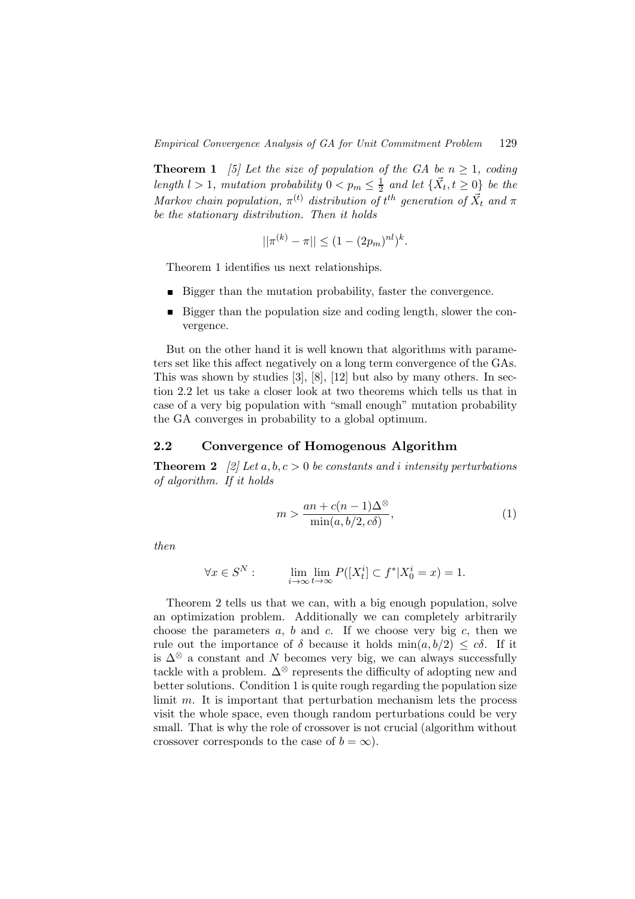**Theorem 1** *[5] Let the size of population of the GA be $n \geq 1$, coding length $l > 1$, mutation probability $0 < p_m \leq \frac{1}{2}$ and let $\{\vec{X}_t, t \geq 0\}$ be the Markov chain population, $\pi^{(t)}$ distribution of $t^{th}$ generation of $\vec{X}_t$ and $\pi$ be the stationary distribution. Then it holds*

$$||\pi^{(k)} - \pi|| \leq (1 - (2p_m)^{nl})^k.$$

Theorem 1 identifies us next relationships.

- Bigger than the mutation probability, faster the convergence.
- Bigger than the population size and coding length, slower the convergence.

But on the other hand it is well known that algorithms with parameters set like this affect negatively on a long term convergence of the GAs. This was shown by studies [3], [8], [12] but also by many others. In section 2.2 let us take a closer look at two theorems which tells us that in case of a very big population with "small enough" mutation probability the GA converges in probability to a global optimum.

## 2.2 Convergence of Homogenous Algorithm

**Theorem 2** *[2] Let $a, b, c > 0$ be constants and $i$ intensity perturbations of algorithm. If it holds*

$$m > \frac{an + c(n-1)\Delta^{\otimes}}{\min(a, b/2, c\delta)}, \tag{1}$$

*then*

$$\forall x \in S^N : \qquad \lim_{i\to\infty} \lim_{t\to\infty} P([X_t^i] \subset f^* | X_0^i = x) = 1.$$

Theorem 2 tells us that we can, with a big enough population, solve an optimization problem. Additionally we can completely arbitrarily choose the parameters $a$, $b$ and $c$. If we choose very big $c$, then we rule out the importance of $\delta$ because it holds $\min(a, b/2) \leq c\delta$. If it is $\Delta^{\otimes}$ a constant and $N$ becomes very big, we can always successfully tackle with a problem. $\Delta^{\otimes}$ represents the difficulty of adopting new and better solutions. Condition 1 is quite rough regarding the population size limit $m$. It is important that perturbation mechanism lets the process visit the whole space, even though random perturbations could be very small. That is why the role of crossover is not crucial (algorithm without crossover corresponds to the case of $b = \infty$).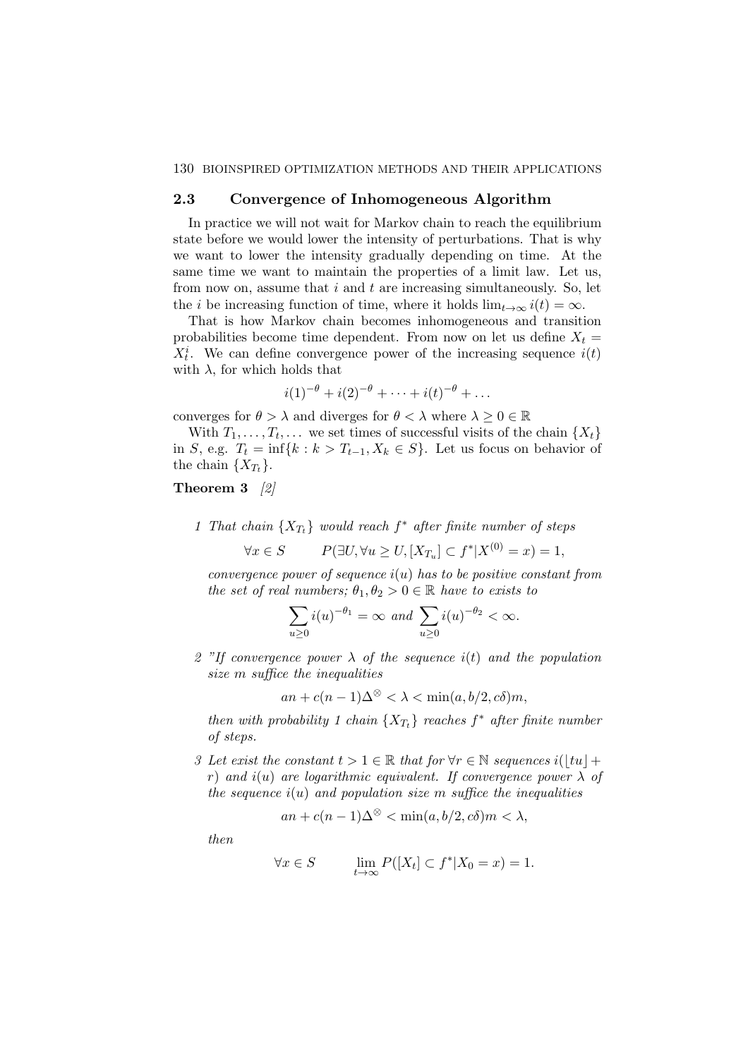## 2.3 Convergence of Inhomogeneous Algorithm

In practice we will not wait for Markov chain to reach the equilibrium state before we would lower the intensity of perturbations. That is why we want to lower the intensity gradually depending on time. At the same time we want to maintain the properties of a limit law. Let us, from now on, assume that $i$ and $t$ are increasing simultaneously. So, let the $i$ be increasing function of time, where it holds $\lim_{t\to\infty} i(t) = \infty$.

That is how Markov chain becomes inhomogeneous and transition probabilities become time dependent. From now on let us define $X_t = X_t^i$. We can define convergence power of the increasing sequence $i(t)$ with $\lambda$, for which holds that

$$i(1)^{-\theta} + i(2)^{-\theta} + \cdots + i(t)^{-\theta} + \ldots$$

converges for $\theta > \lambda$ and diverges for $\theta < \lambda$ where $\lambda \geq 0 \in \mathbb{R}$

With $T_1, \ldots, T_t, \ldots$ we set times of successful visits of the chain $\{X_t\}$ in $S$, e.g. $T_t = \inf\{k : k > T_{t-1}, X_k \in S\}$. Let us focus on behavior of the chain $\{X_{T_t}\}$.

**Theorem 3** *[2]*

1 *That chain $\{X_{T_t}\}$ would reach $f^*$ after finite number of steps*

$$\forall x \in S \qquad P(\exists U, \forall u \geq U, [X_{T_u}] \subset f^* | X^{(0)} = x) = 1,$$

*convergence power of sequence $i(u)$ has to be positive constant from the set of real numbers; $\theta_1, \theta_2 > 0 \in \mathbb{R}$ have to exists to*

$$\sum_{u\geq 0} i(u)^{-\theta_1} = \infty \text{ and } \sum_{u \geq 0} i(u)^{-\theta_2} < \infty.$$

2 *"If convergence power $\lambda$ of the sequence $i(t)$ and the population size $m$ suffice the inequalities*

$$an + c(n-1)\Delta^{\otimes} < \lambda < \min(a, b/2, c\delta)m,$$

*then with probability 1 chain $\{X_{T_t}\}$ reaches $f^*$ after finite number of steps.*

3 *Let exist the constant $t > 1 \in \mathbb{R}$ that for $\forall r \in \mathbb{N}$ sequences $i(\lfloor tu \rfloor + r)$ and $i(u)$ are logarithmic equivalent. If convergence power $\lambda$ of the sequence $i(u)$ and population size $m$ suffice the inequalities*

$$an + c(n-1)\Delta^{\otimes} < \min(a, b/2, c\delta)m < \lambda,$$

*then*

$$\forall x \in S \qquad \lim_{t\to\infty} P([X_t] \subset f^* | X_0 = x) = 1.$$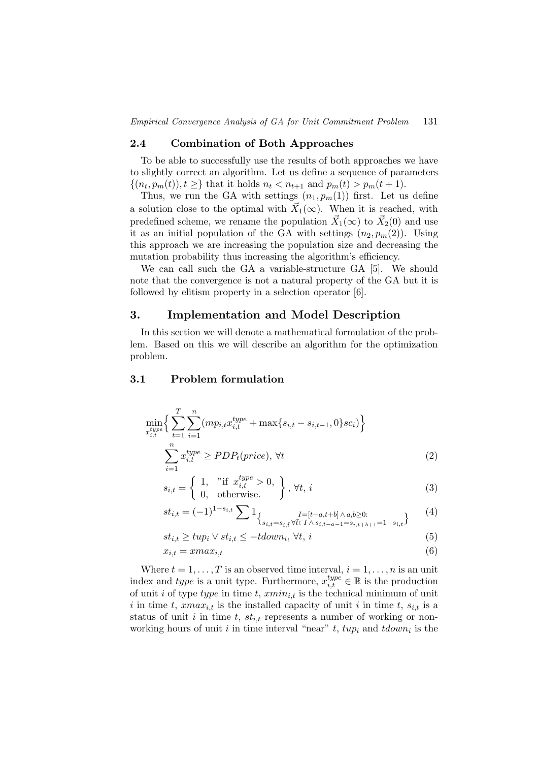### 2.4 Combination of Both Approaches

To be able to successfully use the results of both approaches we have to slightly correct an algorithm. Let us define a sequence of parameters $\{(n_t, p_m(t)), t \geq\}$ that it holds $n_t < n_{t+1}$ and $p_m(t) > p_m(t+1)$.

Thus, we run the GA with settings $(n_1, p_m(1))$ first. Let us define a solution close to the optimal with $\vec{X}_1(\infty)$. When it is reached, with predefined scheme, we rename the population $\vec{X}_1(\infty)$ to $\vec{X}_2(0)$ and use it as an initial population of the GA with settings $(n_2, p_m(2))$. Using this approach we are increasing the population size and decreasing the mutation probability thus increasing the algorithm's efficiency.

We can call such the GA a variable-structure GA [5]. We should note that the convergence is not a natural property of the GA but it is followed by elitism property in a selection operator [6].

## 3. Implementation and Model Description

In this section we will denote a mathematical formulation of the problem. Based on this we will describe an algorithm for the optimization problem.

### 3.1 Problem formulation

$$\min_{x_{i,t}^{type}} \Big\{ \sum_{t=1}^{T} \sum_{i=1}^{n} (mp_{i,t} x_{i,t}^{type} + \max\{s_{i,t} - s_{i,t-1}, 0\} sc_i) \Big\}$$

$$\sum_{i=1}^{n} x_{i,t}^{type} \geq PDP_t(price),\ \forall t \tag{2}$$

$$s_{i,t} = \left\{ \begin{array}{ll} 1, & \text{"if } x_{i,t}^{type} > 0, \\ 0, & \text{otherwise.} \end{array} \right\},\ \forall t,\ i \tag{3}$$

$$st_{i,t} = (-1)^{1-s_{i,t}} \sum 1_{\left\{ \substack{I=[t-a, t+b] \wedge a,b \geq 0: \\ s_{i,t} = s_{i,\bar{t}}\ \forall \bar{t} \in I \wedge s_{i,t-a-1} = s_{i,t+b+1} = 1 - s_{i,t}} \right\}} \tag{4}$$

$$st_{i,t} \geq tup_i \vee st_{i,t} \leq -tdown_i,\ \forall t,\ i \tag{5}$$

$$x_{i,t} = xmax_{i,t} \tag{6}$$

Where $t = 1, \ldots, T$ is an observed time interval, $i = 1, \ldots, n$ is an unit index and $type$ is a unit type. Furthermore, $x_{i,t}^{type} \in \mathbb{R}$ is the production of unit $i$ of type $type$ in time $t$, $xmin_{i,t}$ is the technical minimum of unit $i$ in time $t$, $xmax_{i,t}$ is the installed capacity of unit $i$ in time $t$, $s_{i,t}$ is a status of unit $i$ in time $t$, $st_{i,t}$ represents a number of working or non-working hours of unit $i$ in time interval "near" $t$, $tup_i$ and $tdown_i$ is the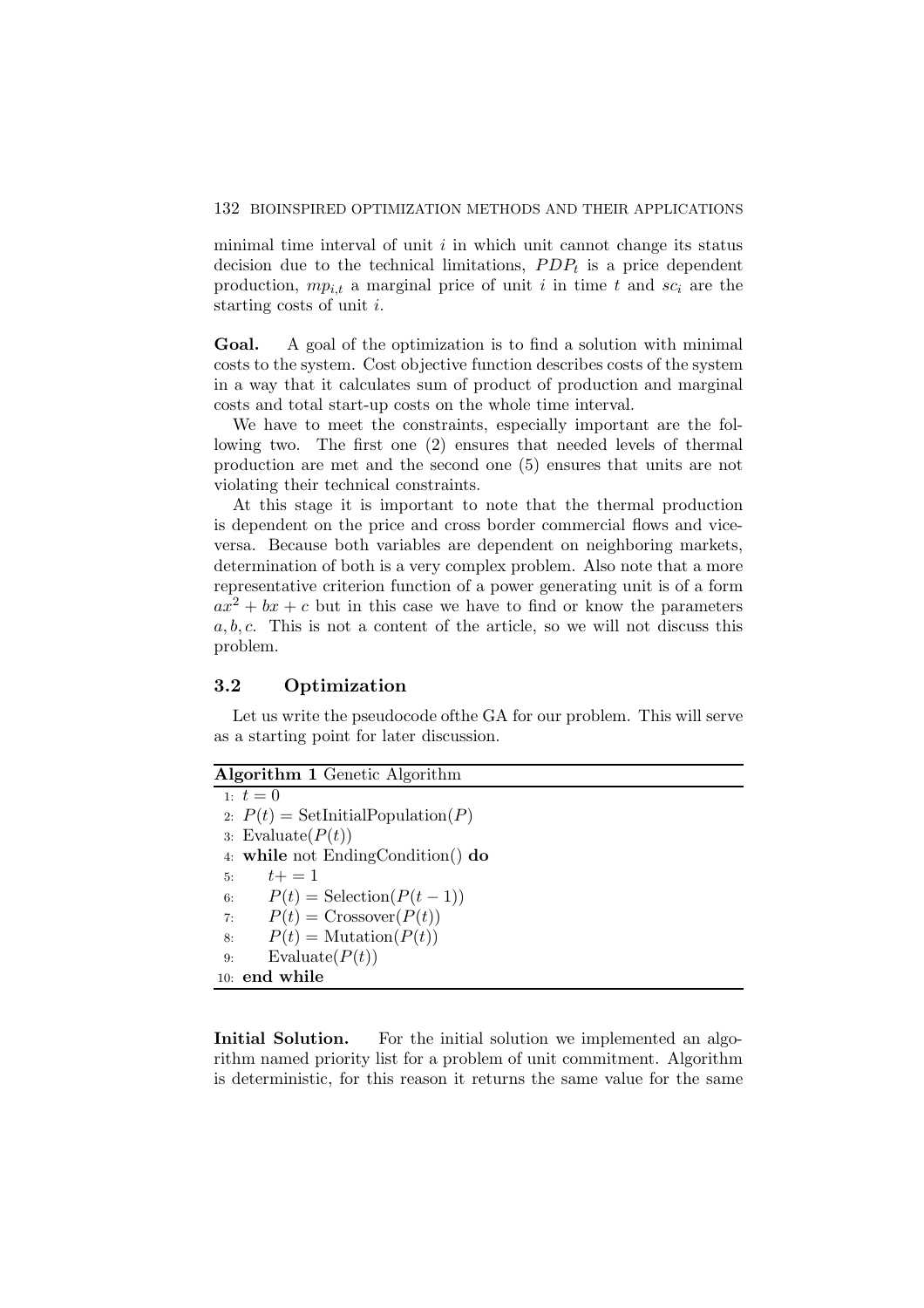minimal time interval of unit $i$ in which unit cannot change its status decision due to the technical limitations, $PDP_t$ is a price dependent production, $mp_{i,t}$ a marginal price of unit $i$ in time $t$ and $sc_i$ are the starting costs of unit $i$.

**Goal.** A goal of the optimization is to find a solution with minimal costs to the system. Cost objective function describes costs of the system in a way that it calculates sum of product of production and marginal costs and total start-up costs on the whole time interval.

We have to meet the constraints, especially important are the following two. The first one (2) ensures that needed levels of thermal production are met and the second one (5) ensures that units are not violating their technical constraints.

At this stage it is important to note that the thermal production is dependent on the price and cross border commercial flows and vice-versa. Because both variables are dependent on neighboring markets, determination of both is a very complex problem. Also note that a more representative criterion function of a power generating unit is of a form $ax^2 + bx + c$ but in this case we have to find or know the parameters $a, b, c$. This is not a content of the article, so we will not discuss this problem.

### 3.2 Optimization

Let us write the pseudocode ofthe GA for our problem. This will serve as a starting point for later discussion.

**Algorithm 1** Genetic Algorithm

```
1: t = 0
2: P(t) = SetInitialPopulation(P)
3: Evaluate(P(t))
4: while not EndingCondition() do
5:     t+ = 1
6:     P(t) = Selection(P(t − 1))
7:     P(t) = Crossover(P(t))
8:     P(t) = Mutation(P(t))
9:     Evaluate(P(t))
10: end while
```

**Initial Solution.** For the initial solution we implemented an algorithm named priority list for a problem of unit commitment. Algorithm is deterministic, for this reason it returns the same value for the same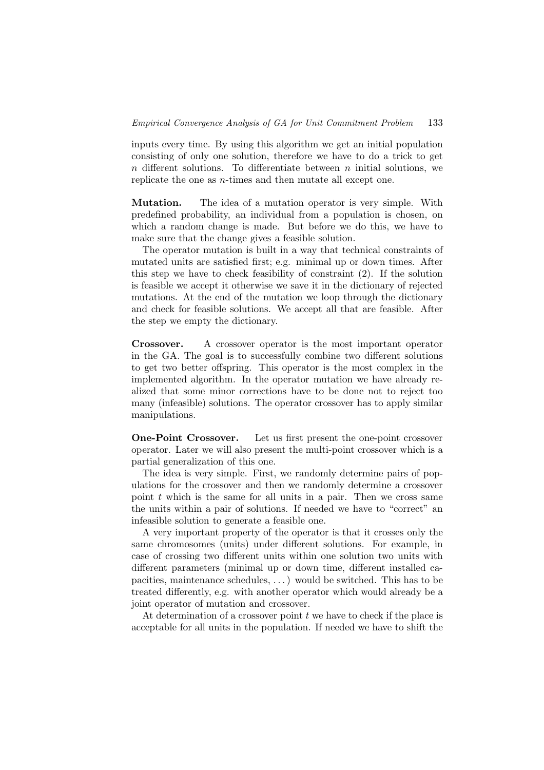inputs every time. By using this algorithm we get an initial population consisting of only one solution, therefore we have to do a trick to get $n$ different solutions. To differentiate between $n$ initial solutions, we replicate the one as $n$-times and then mutate all except one.

**Mutation.** The idea of a mutation operator is very simple. With predefined probability, an individual from a population is chosen, on which a random change is made. But before we do this, we have to make sure that the change gives a feasible solution.

The operator mutation is built in a way that technical constraints of mutated units are satisfied first; e.g. minimal up or down times. After this step we have to check feasibility of constraint (2). If the solution is feasible we accept it otherwise we save it in the dictionary of rejected mutations. At the end of the mutation we loop through the dictionary and check for feasible solutions. We accept all that are feasible. After the step we empty the dictionary.

**Crossover.** A crossover operator is the most important operator in the GA. The goal is to successfully combine two different solutions to get two better offspring. This operator is the most complex in the implemented algorithm. In the operator mutation we have already realized that some minor corrections have to be done not to reject too many (infeasible) solutions. The operator crossover has to apply similar manipulations.

**One-Point Crossover.** Let us first present the one-point crossover operator. Later we will also present the multi-point crossover which is a partial generalization of this one.

The idea is very simple. First, we randomly determine pairs of populations for the crossover and then we randomly determine a crossover point $t$ which is the same for all units in a pair. Then we cross same the units within a pair of solutions. If needed we have to "correct" an infeasible solution to generate a feasible one.

A very important property of the operator is that it crosses only the same chromosomes (units) under different solutions. For example, in case of crossing two different units within one solution two units with different parameters (minimal up or down time, different installed capacities, maintenance schedules, ...) would be switched. This has to be treated differently, e.g. with another operator which would already be a joint operator of mutation and crossover.

At determination of a crossover point $t$ we have to check if the place is acceptable for all units in the population. If needed we have to shift the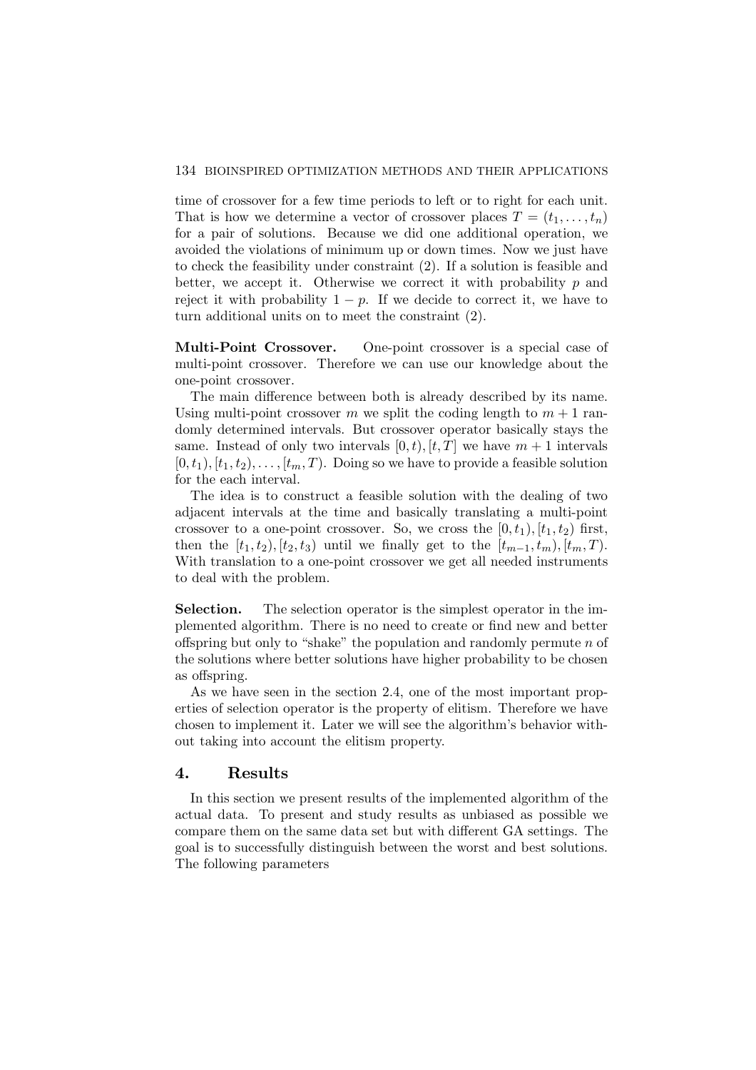time of crossover for a few time periods to left or to right for each unit. That is how we determine a vector of crossover places $T = (t_1, \ldots, t_n)$ for a pair of solutions. Because we did one additional operation, we avoided the violations of minimum up or down times. Now we just have to check the feasibility under constraint (2). If a solution is feasible and better, we accept it. Otherwise we correct it with probability $p$ and reject it with probability $1 - p$. If we decide to correct it, we have to turn additional units on to meet the constraint (2).

**Multi-Point Crossover.** One-point crossover is a special case of multi-point crossover. Therefore we can use our knowledge about the one-point crossover.

The main difference between both is already described by its name. Using multi-point crossover $m$ we split the coding length to $m + 1$ randomly determined intervals. But crossover operator basically stays the same. Instead of only two intervals $[0, t), [t, T]$ we have $m + 1$ intervals $[0, t_1), [t_1, t_2), \ldots, [t_m, T)$. Doing so we have to provide a feasible solution for the each interval.

The idea is to construct a feasible solution with the dealing of two adjacent intervals at the time and basically translating a multi-point crossover to a one-point crossover. So, we cross the $[0, t_1), [t_1, t_2)$ first, then the $[t_1, t_2), [t_2, t_3)$ until we finally get to the $[t_{m-1}, t_m), [t_m, T)$. With translation to a one-point crossover we get all needed instruments to deal with the problem.

**Selection.** The selection operator is the simplest operator in the implemented algorithm. There is no need to create or find new and better offspring but only to "shake" the population and randomly permute $n$ of the solutions where better solutions have higher probability to be chosen as offspring.

As we have seen in the section 2.4, one of the most important properties of selection operator is the property of elitism. Therefore we have chosen to implement it. Later we will see the algorithm's behavior without taking into account the elitism property.

## 4. Results

In this section we present results of the implemented algorithm of the actual data. To present and study results as unbiased as possible we compare them on the same data set but with different GA settings. The goal is to successfully distinguish between the worst and best solutions. The following parameters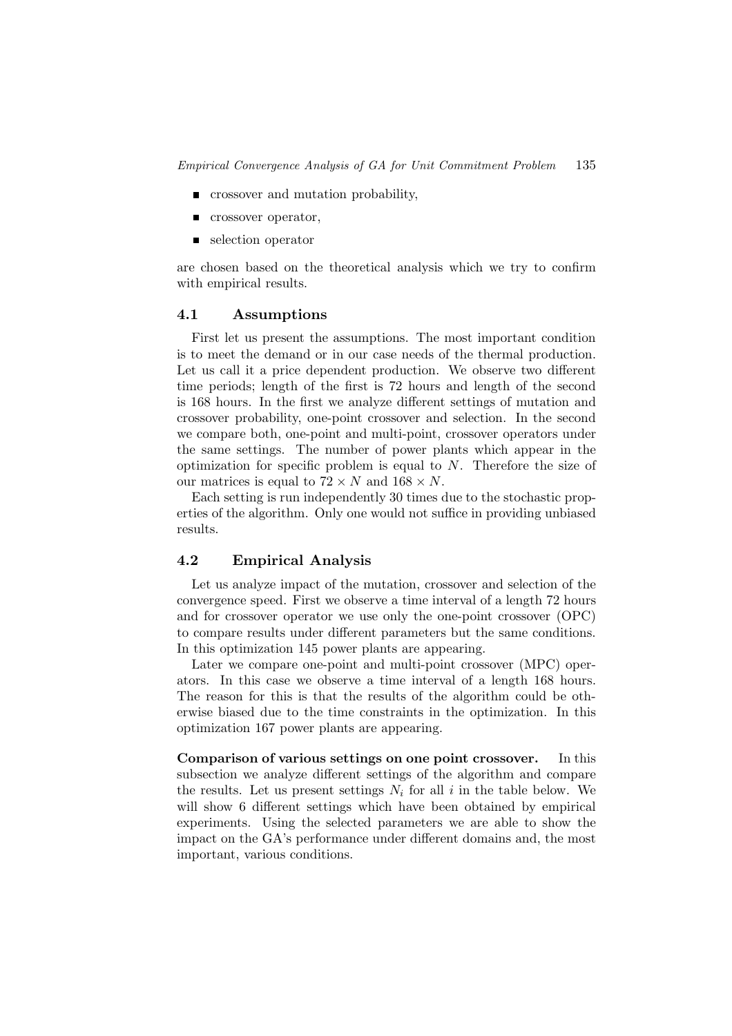- crossover and mutation probability,
- crossover operator,
- selection operator

are chosen based on the theoretical analysis which we try to confirm with empirical results.

### 4.1 Assumptions

First let us present the assumptions. The most important condition is to meet the demand or in our case needs of the thermal production. Let us call it a price dependent production. We observe two different time periods; length of the first is 72 hours and length of the second is 168 hours. In the first we analyze different settings of mutation and crossover probability, one-point crossover and selection. In the second we compare both, one-point and multi-point, crossover operators under the same settings. The number of power plants which appear in the optimization for specific problem is equal to $N$. Therefore the size of our matrices is equal to $72 \times N$ and $168 \times N$.

Each setting is run independently 30 times due to the stochastic properties of the algorithm. Only one would not suffice in providing unbiased results.

### 4.2 Empirical Analysis

Let us analyze impact of the mutation, crossover and selection of the convergence speed. First we observe a time interval of a length 72 hours and for crossover operator we use only the one-point crossover (OPC) to compare results under different parameters but the same conditions. In this optimization 145 power plants are appearing.

Later we compare one-point and multi-point crossover (MPC) operators. In this case we observe a time interval of a length 168 hours. The reason for this is that the results of the algorithm could be otherwise biased due to the time constraints in the optimization. In this optimization 167 power plants are appearing.

**Comparison of various settings on one point crossover.** In this subsection we analyze different settings of the algorithm and compare the results. Let us present settings $N_i$ for all $i$ in the table below. We will show 6 different settings which have been obtained by empirical experiments. Using the selected parameters we are able to show the impact on the GA's performance under different domains and, the most important, various conditions.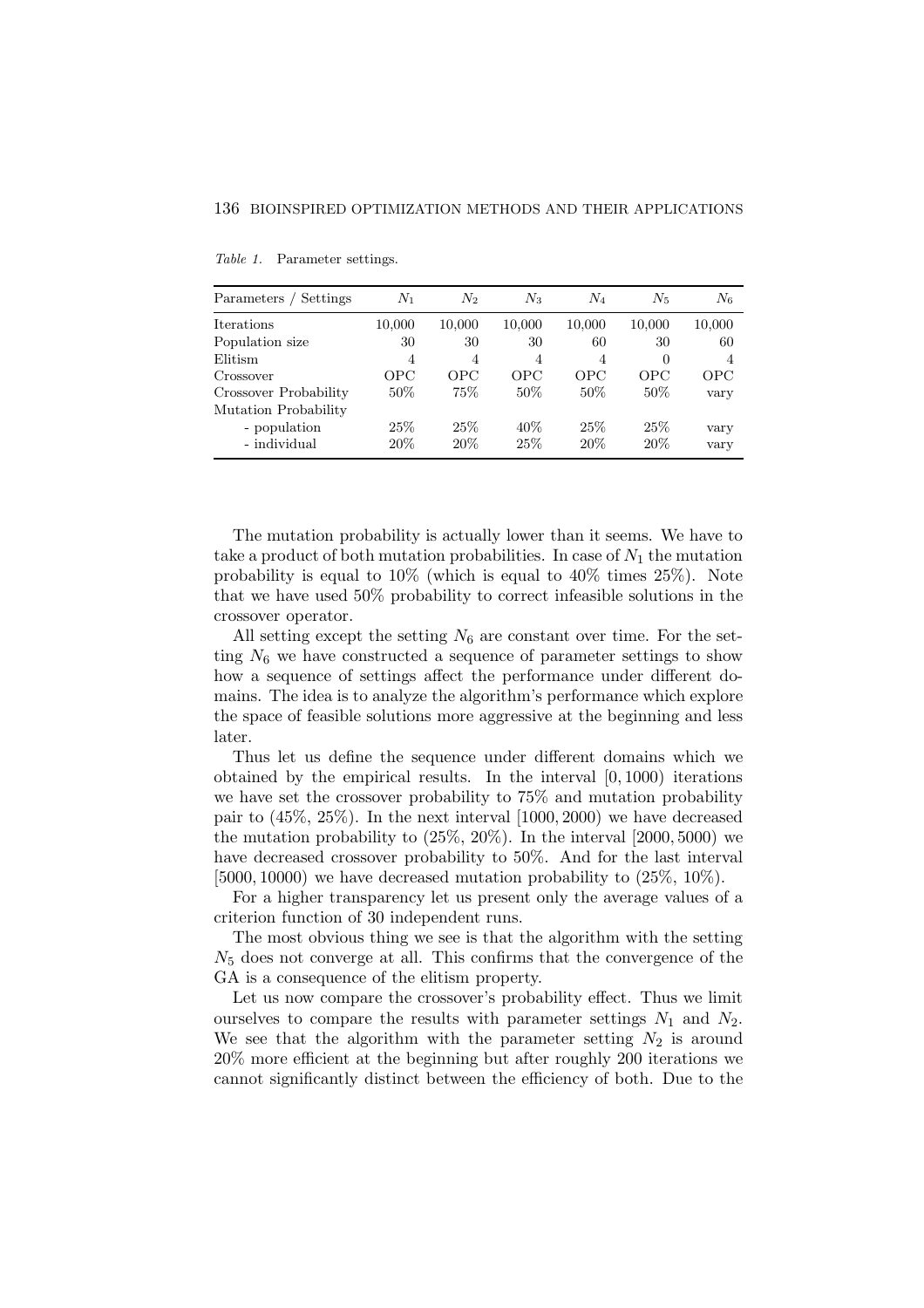*Table 1.* Parameter settings.

| Parameters / Settings | $N_1$ | $N_2$ | $N_3$ | $N_4$ | $N_5$ | $N_6$ |
|---|---|---|---|---|---|---|
| Iterations | 10,000 | 10,000 | 10,000 | 10,000 | 10,000 | 10,000 |
| Population size | 30 | 30 | 30 | 60 | 30 | 60 |
| Elitism | 4 | 4 | 4 | 4 | 0 | 4 |
| Crossover | OPC | OPC | OPC | OPC | OPC | OPC |
| Crossover Probability | 50% | 75% | 50% | 50% | 50% | vary |
| Mutation Probability | | | | | | |
| - population | 25% | 25% | 40% | 25% | 25% | vary |
| - individual | 20% | 20% | 25% | 20% | 20% | vary |

The mutation probability is actually lower than it seems. We have to take a product of both mutation probabilities. In case of $N_1$ the mutation probability is equal to 10% (which is equal to 40% times 25%). Note that we have used 50% probability to correct infeasible solutions in the crossover operator.

All setting except the setting $N_6$ are constant over time. For the setting $N_6$ we have constructed a sequence of parameter settings to show how a sequence of settings affect the performance under different domains. The idea is to analyze the algorithm's performance which explore the space of feasible solutions more aggressive at the beginning and less later.

Thus let us define the sequence under different domains which we obtained by the empirical results. In the interval $[0, 1000)$ iterations we have set the crossover probability to 75% and mutation probability pair to (45%, 25%). In the next interval $[1000, 2000)$ we have decreased the mutation probability to (25%, 20%). In the interval $[2000, 5000)$ we have decreased crossover probability to 50%. And for the last interval $[5000, 10000)$ we have decreased mutation probability to (25%, 10%).

For a higher transparency let us present only the average values of a criterion function of 30 independent runs.

The most obvious thing we see is that the algorithm with the setting $N_5$ does not converge at all. This confirms that the convergence of the GA is a consequence of the elitism property.

Let us now compare the crossover's probability effect. Thus we limit ourselves to compare the results with parameter settings $N_1$ and $N_2$. We see that the algorithm with the parameter setting $N_2$ is around 20% more efficient at the beginning but after roughly 200 iterations we cannot significantly distinct between the efficiency of both. Due to the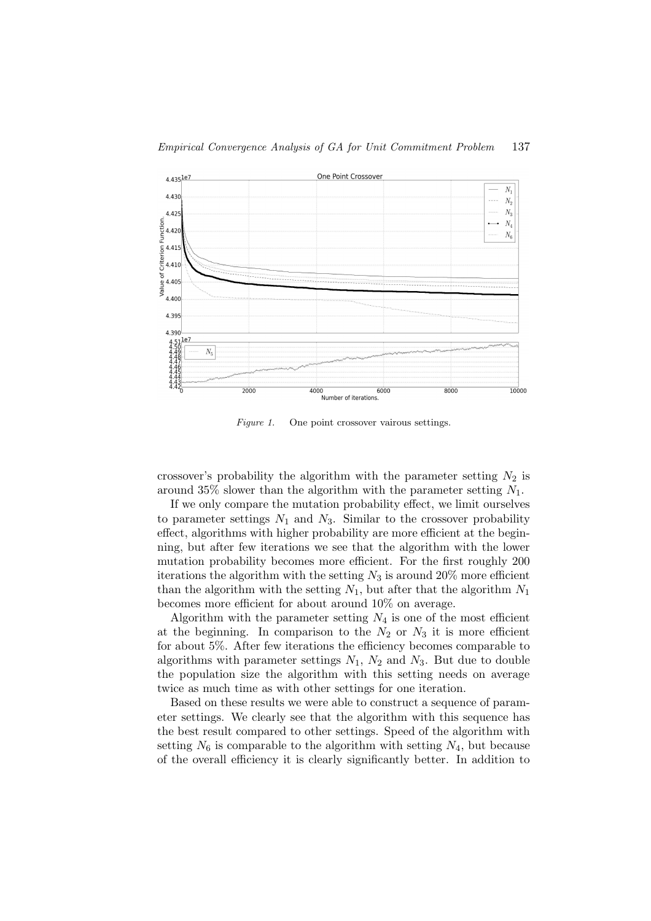Figure 1. One point crossover vairous settings.

crossover's probability the algorithm with the parameter setting $N_2$ is around 35% slower than the algorithm with the parameter setting $N_1$.

If we only compare the mutation probability effect, we limit ourselves to parameter settings $N_1$ and $N_3$. Similar to the crossover probability effect, algorithms with higher probability are more efficient at the beginning, but after few iterations we see that the algorithm with the lower mutation probability becomes more efficient. For the first roughly 200 iterations the algorithm with the setting $N_3$ is around 20% more efficient than the algorithm with the setting $N_1$, but after that the algorithm $N_1$ becomes more efficient for about around 10% on average.

Algorithm with the parameter setting $N_4$ is one of the most efficient at the beginning. In comparison to the $N_2$ or $N_3$ it is more efficient for about 5%. After few iterations the efficiency becomes comparable to algorithms with parameter settings $N_1$, $N_2$ and $N_3$. But due to double the population size the algorithm with this setting needs on average twice as much time as with other settings for one iteration.

Based on these results we were able to construct a sequence of parameter settings. We clearly see that the algorithm with this sequence has the best result compared to other settings. Speed of the algorithm with setting $N_6$ is comparable to the algorithm with setting $N_4$, but because of the overall efficiency it is clearly significantly better. In addition to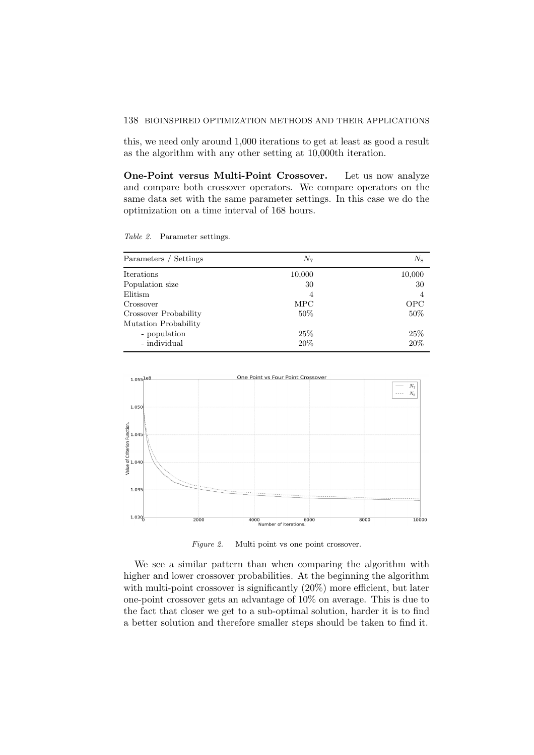this, we need only around 1,000 iterations to get at least as good a result as the algorithm with any other setting at 10,000th iteration.

**One-Point versus Multi-Point Crossover.** Let us now analyze and compare both crossover operators. We compare operators on the same data set with the same parameter settings. In this case we do the optimization on a time interval of 168 hours.

*Table 2.* Parameter settings.

| Parameters / Settings | $N_7$ | $N_8$ |
|---|---|---|
| Iterations | 10,000 | 10,000 |
| Population size | 30 | 30 |
| Elitism | 4 | 4 |
| Crossover | MPC | OPC |
| Crossover Probability | 50% | 50% |
| Mutation Probability | | |
| - population | 25% | 25% |
| - individual | 20% | 20% |

*Figure 2.* Multi point vs one point crossover.

We see a similar pattern than when comparing the algorithm with higher and lower crossover probabilities. At the beginning the algorithm with multi-point crossover is significantly (20%) more efficient, but later one-point crossover gets an advantage of 10% on average. This is due to the fact that closer we get to a sub-optimal solution, harder it is to find a better solution and therefore smaller steps should be taken to find it.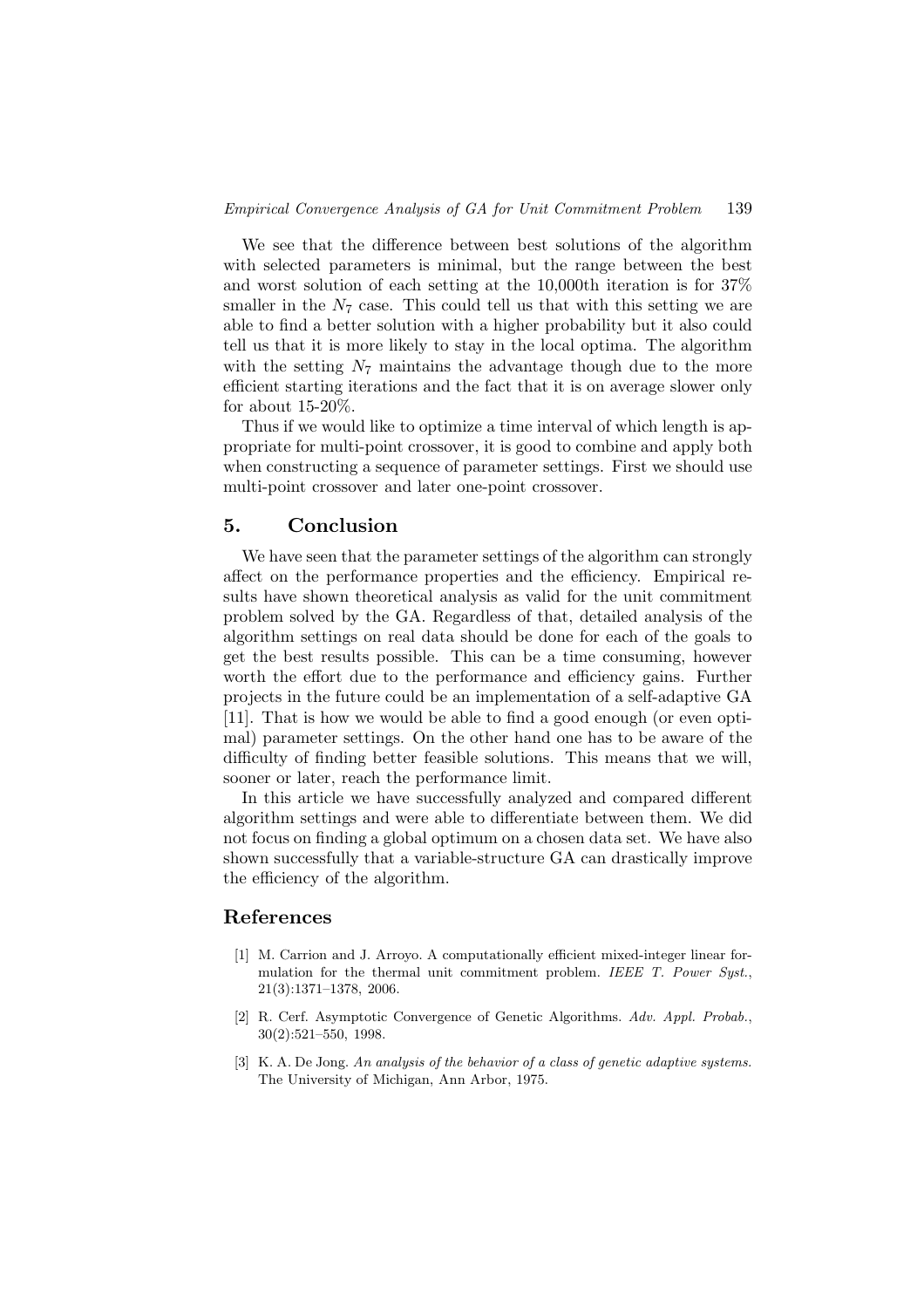We see that the difference between best solutions of the algorithm with selected parameters is minimal, but the range between the best and worst solution of each setting at the 10,000th iteration is for 37% smaller in the $N_7$ case. This could tell us that with this setting we are able to find a better solution with a higher probability but it also could tell us that it is more likely to stay in the local optima. The algorithm with the setting $N_7$ maintains the advantage though due to the more efficient starting iterations and the fact that it is on average slower only for about 15-20%.

Thus if we would like to optimize a time interval of which length is appropriate for multi-point crossover, it is good to combine and apply both when constructing a sequence of parameter settings. First we should use multi-point crossover and later one-point crossover.

## 5. Conclusion

We have seen that the parameter settings of the algorithm can strongly affect on the performance properties and the efficiency. Empirical results have shown theoretical analysis as valid for the unit commitment problem solved by the GA. Regardless of that, detailed analysis of the algorithm settings on real data should be done for each of the goals to get the best results possible. This can be a time consuming, however worth the effort due to the performance and efficiency gains. Further projects in the future could be an implementation of a self-adaptive GA [11]. That is how we would be able to find a good enough (or even optimal) parameter settings. On the other hand one has to be aware of the difficulty of finding better feasible solutions. This means that we will, sooner or later, reach the performance limit.

In this article we have successfully analyzed and compared different algorithm settings and were able to differentiate between them. We did not focus on finding a global optimum on a chosen data set. We have also shown successfully that a variable-structure GA can drastically improve the efficiency of the algorithm.

## References

[1] M. Carrion and J. Arroyo. A computationally efficient mixed-integer linear formulation for the thermal unit commitment problem. *IEEE T. Power Syst.*, 21(3):1371–1378, 2006.

[2] R. Cerf. Asymptotic Convergence of Genetic Algorithms. *Adv. Appl. Probab.*, 30(2):521–550, 1998.

[3] K. A. De Jong. *An analysis of the behavior of a class of genetic adaptive systems.* The University of Michigan, Ann Arbor, 1975.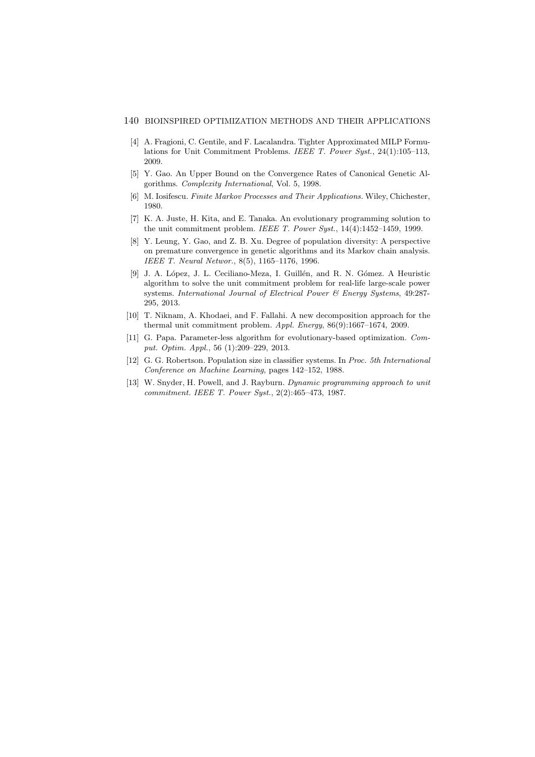[4] A. Fragioni, C. Gentile, and F. Lacalandra. Tighter Approximated MILP Formulations for Unit Commitment Problems. *IEEE T. Power Syst.*, 24(1):105–113, 2009.

[5] Y. Gao. An Upper Bound on the Convergence Rates of Canonical Genetic Algorithms. *Complexity International*, Vol. 5, 1998.

[6] M. Iosifescu. *Finite Markov Processes and Their Applications.* Wiley, Chichester, 1980.

[7] K. A. Juste, H. Kita, and E. Tanaka. An evolutionary programming solution to the unit commitment problem. *IEEE T. Power Syst.*, 14(4):1452–1459, 1999.

[8] Y. Leung, Y. Gao, and Z. B. Xu. Degree of population diversity: A perspective on premature convergence in genetic algorithms and its Markov chain analysis. *IEEE T. Neural Networ.*, 8(5), 1165–1176, 1996.

[9] J. A. López, J. L. Ceciliano-Meza, I. Guillén, and R. N. Gómez. A Heuristic algorithm to solve the unit commitment problem for real-life large-scale power systems. *International Journal of Electrical Power & Energy Systems*, 49:287-295, 2013.

[10] T. Niknam, A. Khodaei, and F. Fallahi. A new decomposition approach for the thermal unit commitment problem. *Appl. Energy*, 86(9):1667–1674, 2009.

[11] G. Papa. Parameter-less algorithm for evolutionary-based optimization. *Comput. Optim. Appl.*, 56 (1):209–229, 2013.

[12] G. G. Robertson. Population size in classifier systems. In *Proc. 5th International Conference on Machine Learning*, pages 142–152, 1988.

[13] W. Snyder, H. Powell, and J. Rayburn. *Dynamic programming approach to unit commitment. IEEE T. Power Syst.*, 2(2):465–473, 1987.